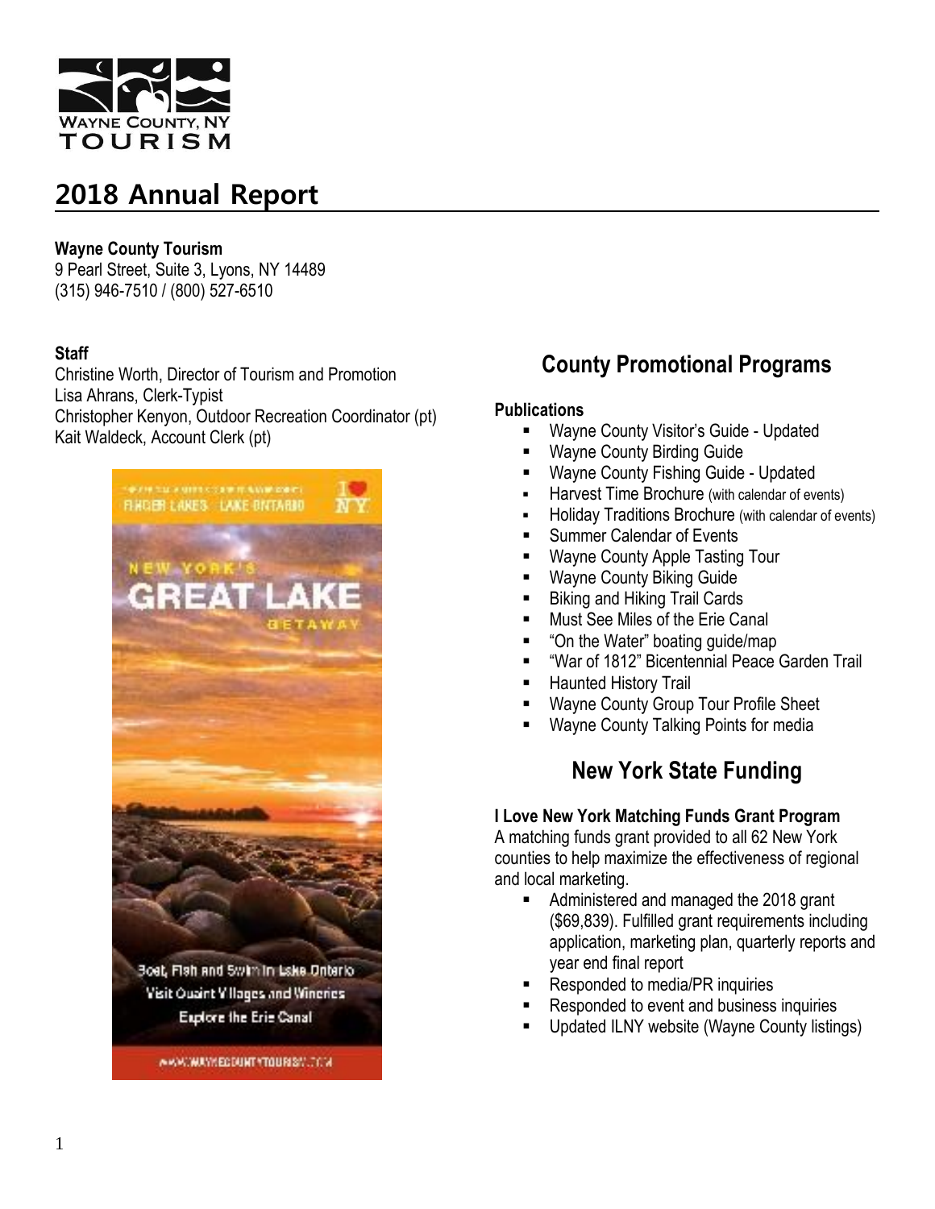# 2018 Annual Report

**Wayne County Tourism**
9 Pearl Street, Suite 3, Lyons, NY 14489
(315) 946-7510 / (800) 527-6510

**Staff**
Christine Worth, Director of Tourism and Promotion
Lisa Ahrans, Clerk-Typist
Christopher Kenyon, Outdoor Recreation Coordinator (pt)
Kait Waldeck, Account Clerk (pt)

## County Promotional Programs

**Publications**

- Wayne County Visitor's Guide - Updated
- Wayne County Birding Guide
- Wayne County Fishing Guide - Updated
- Harvest Time Brochure (with calendar of events)
- Holiday Traditions Brochure (with calendar of events)
- Summer Calendar of Events
- Wayne County Apple Tasting Tour
- Wayne County Biking Guide
- Biking and Hiking Trail Cards
- Must See Miles of the Erie Canal
- "On the Water" boating guide/map
- "War of 1812" Bicentennial Peace Garden Trail
- Haunted History Trail
- Wayne County Group Tour Profile Sheet
- Wayne County Talking Points for media

## New York State Funding

**I Love New York Matching Funds Grant Program**
A matching funds grant provided to all 62 New York counties to help maximize the effectiveness of regional and local marketing.

- Administered and managed the 2018 grant ($69,839). Fulfilled grant requirements including application, marketing plan, quarterly reports and year end final report
- Responded to media/PR inquiries
- Responded to event and business inquiries
- Updated ILNY website (Wayne County listings)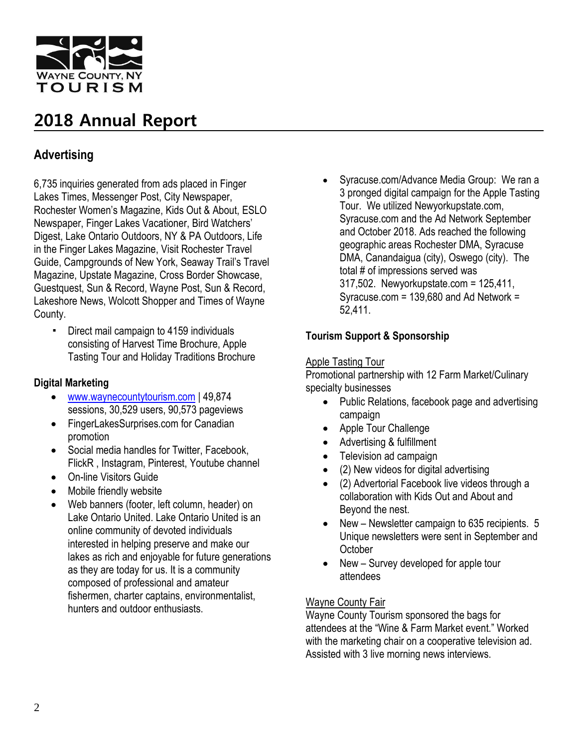WAYNE COUNTY, NY
TOURISM

# 2018 Annual Report

## Advertising

6,735 inquiries generated from ads placed in Finger Lakes Times, Messenger Post, City Newspaper, Rochester Women's Magazine, Kids Out & About, ESLO Newspaper, Finger Lakes Vacationer, Bird Watchers' Digest, Lake Ontario Outdoors, NY & PA Outdoors, Life in the Finger Lakes Magazine, Visit Rochester Travel Guide, Campgrounds of New York, Seaway Trail's Travel Magazine, Upstate Magazine, Cross Border Showcase, Guestquest, Sun & Record, Wayne Post, Sun & Record, Lakeshore News, Wolcott Shopper and Times of Wayne County.

- Direct mail campaign to 4159 individuals consisting of Harvest Time Brochure, Apple Tasting Tour and Holiday Traditions Brochure

### Digital Marketing

- [www.waynecountytourism.com](http://www.waynecountytourism.com) | 49,874 sessions, 30,529 users, 90,573 pageviews
- FingerLakesSurprises.com for Canadian promotion
- Social media handles for Twitter, Facebook, FlickR , Instagram, Pinterest, Youtube channel
- On-line Visitors Guide
- Mobile friendly website
- Web banners (footer, left column, header) on Lake Ontario United. Lake Ontario United is an online community of devoted individuals interested in helping preserve and make our lakes as rich and enjoyable for future generations as they are today for us. It is a community composed of professional and amateur fishermen, charter captains, environmentalist, hunters and outdoor enthusiasts.
- Syracuse.com/Advance Media Group: We ran a 3 pronged digital campaign for the Apple Tasting Tour. We utilized Newyorkupstate.com, Syracuse.com and the Ad Network September and October 2018. Ads reached the following geographic areas Rochester DMA, Syracuse DMA, Canandaigua (city), Oswego (city). The total # of impressions served was 317,502. Newyorkupstate.com = 125,411, Syracuse.com = 139,680 and Ad Network = 52,411.

### Tourism Support & Sponsorship

Apple Tasting Tour

Promotional partnership with 12 Farm Market/Culinary specialty businesses

- Public Relations, facebook page and advertising campaign
- Apple Tour Challenge
- Advertising & fulfillment
- Television ad campaign
- (2) New videos for digital advertising
- (2) Advertorial Facebook live videos through a collaboration with Kids Out and About and Beyond the nest.
- New – Newsletter campaign to 635 recipients. 5 Unique newsletters were sent in September and October
- New – Survey developed for apple tour attendees

Wayne County Fair

Wayne County Tourism sponsored the bags for attendees at the "Wine & Farm Market event." Worked with the marketing chair on a cooperative television ad. Assisted with 3 live morning news interviews.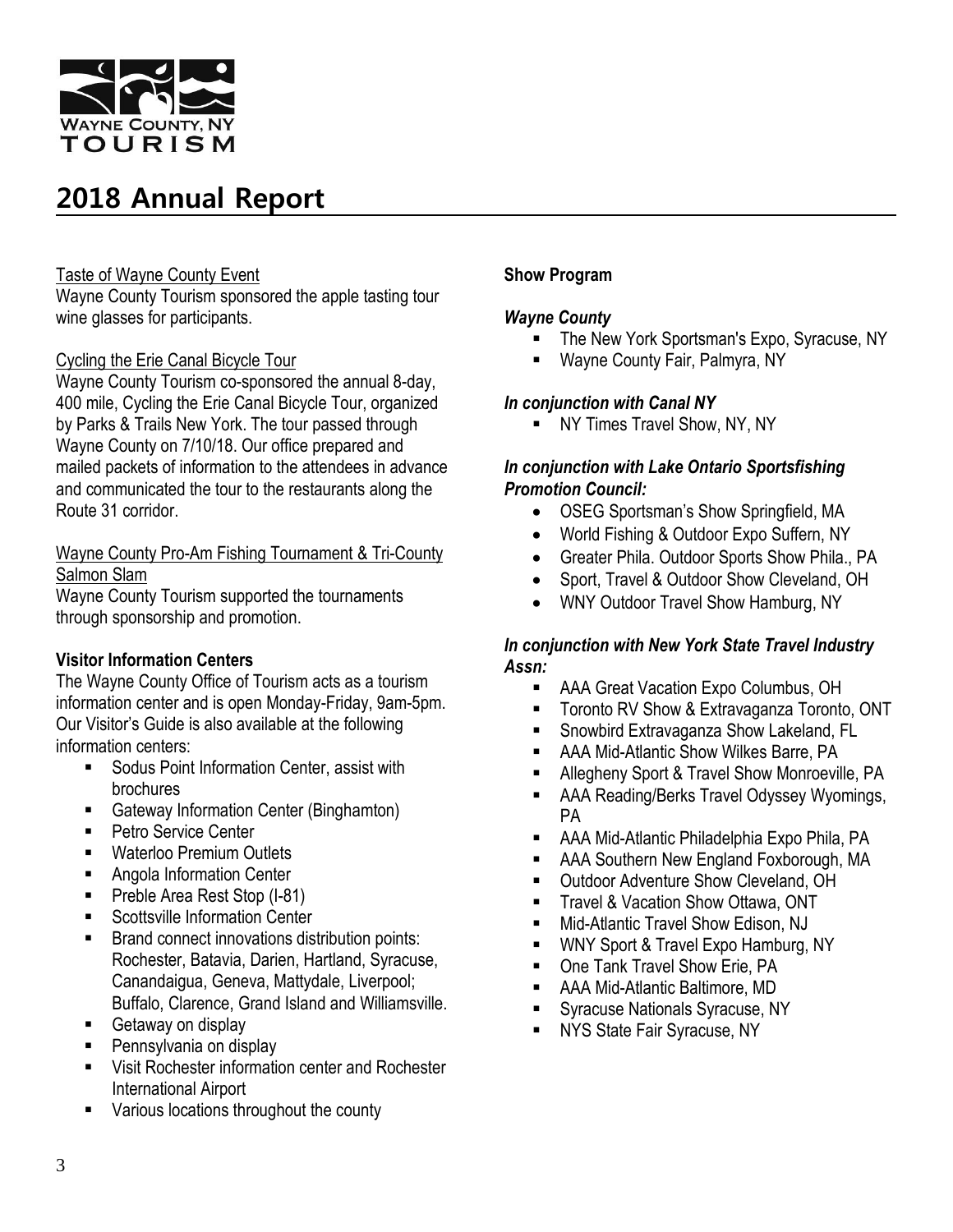# 2018 Annual Report

Taste of Wayne County Event

Wayne County Tourism sponsored the apple tasting tour wine glasses for participants.

Cycling the Erie Canal Bicycle Tour

Wayne County Tourism co-sponsored the annual 8-day, 400 mile, Cycling the Erie Canal Bicycle Tour, organized by Parks & Trails New York. The tour passed through Wayne County on 7/10/18. Our office prepared and mailed packets of information to the attendees in advance and communicated the tour to the restaurants along the Route 31 corridor.

Wayne County Pro-Am Fishing Tournament & Tri-County Salmon Slam

Wayne County Tourism supported the tournaments through sponsorship and promotion.

**Visitor Information Centers**

The Wayne County Office of Tourism acts as a tourism information center and is open Monday-Friday, 9am-5pm. Our Visitor's Guide is also available at the following information centers:

- Sodus Point Information Center, assist with brochures
- Gateway Information Center (Binghamton)
- Petro Service Center
- Waterloo Premium Outlets
- Angola Information Center
- Preble Area Rest Stop (I-81)
- Scottsville Information Center
- Brand connect innovations distribution points: Rochester, Batavia, Darien, Hartland, Syracuse, Canandaigua, Geneva, Mattydale, Liverpool; Buffalo, Clarence, Grand Island and Williamsville.
- Getaway on display
- Pennsylvania on display
- Visit Rochester information center and Rochester International Airport
- Various locations throughout the county

**Show Program**

***Wayne County***

- The New York Sportsman's Expo, Syracuse, NY
- Wayne County Fair, Palmyra, NY

***In conjunction with Canal NY***

- NY Times Travel Show, NY, NY

***In conjunction with Lake Ontario Sportsfishing Promotion Council:***

- OSEG Sportsman's Show Springfield, MA
- World Fishing & Outdoor Expo Suffern, NY
- Greater Phila. Outdoor Sports Show Phila., PA
- Sport, Travel & Outdoor Show Cleveland, OH
- WNY Outdoor Travel Show Hamburg, NY

***In conjunction with New York State Travel Industry Assn:***

- AAA Great Vacation Expo Columbus, OH
- Toronto RV Show & Extravaganza Toronto, ONT
- Snowbird Extravaganza Show Lakeland, FL
- AAA Mid-Atlantic Show Wilkes Barre, PA
- Allegheny Sport & Travel Show Monroeville, PA
- AAA Reading/Berks Travel Odyssey Wyomings, PA
- AAA Mid-Atlantic Philadelphia Expo Phila, PA
- AAA Southern New England Foxborough, MA
- Outdoor Adventure Show Cleveland, OH
- Travel & Vacation Show Ottawa, ONT
- Mid-Atlantic Travel Show Edison, NJ
- WNY Sport & Travel Expo Hamburg, NY
- One Tank Travel Show Erie, PA
- AAA Mid-Atlantic Baltimore, MD
- Syracuse Nationals Syracuse, NY
- NYS State Fair Syracuse, NY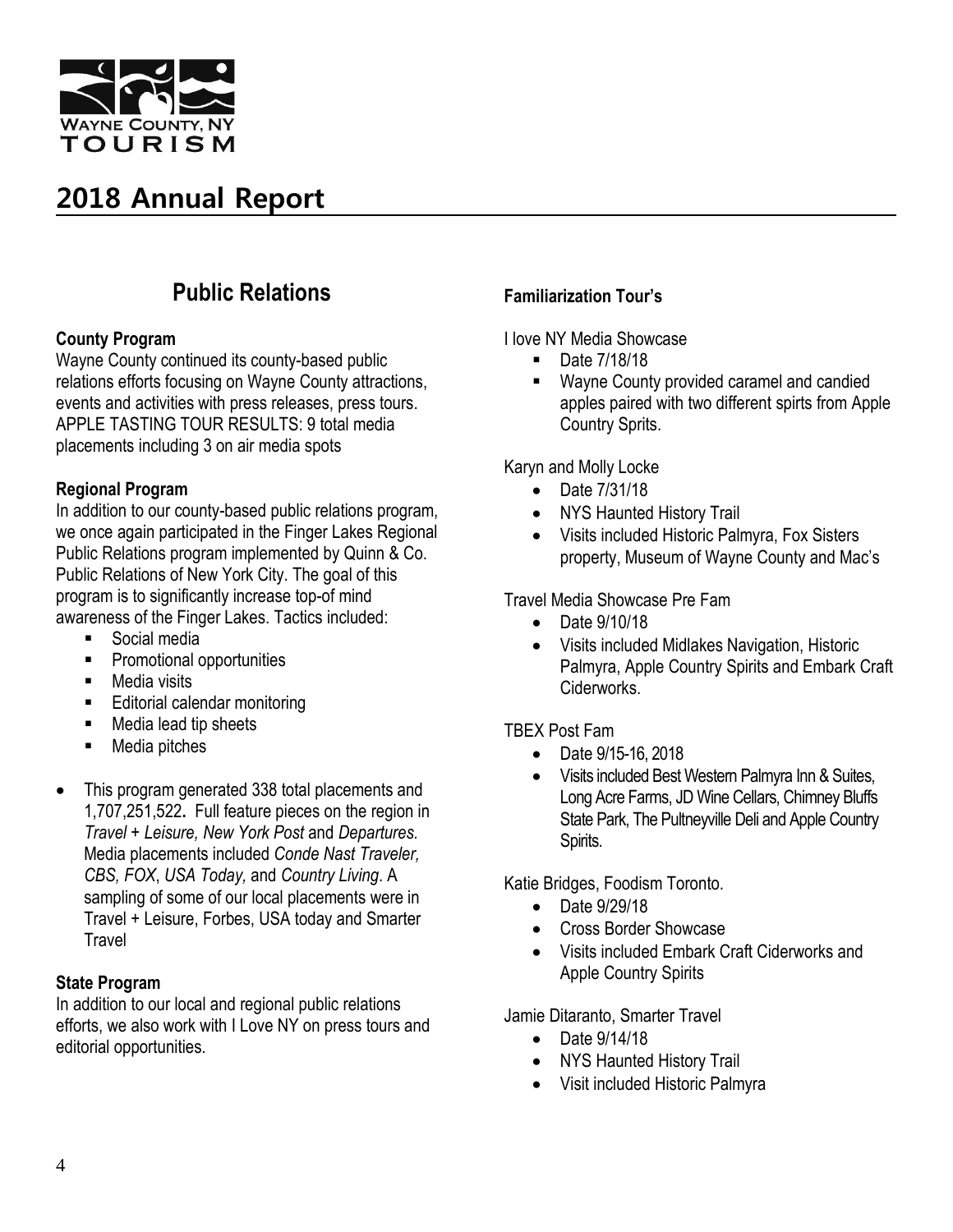# 2018 Annual Report

## Public Relations

**County Program**

Wayne County continued its county-based public relations efforts focusing on Wayne County attractions, events and activities with press releases, press tours. APPLE TASTING TOUR RESULTS: 9 total media placements including 3 on air media spots

**Regional Program**

In addition to our county-based public relations program, we once again participated in the Finger Lakes Regional Public Relations program implemented by Quinn & Co. Public Relations of New York City. The goal of this program is to significantly increase top-of mind awareness of the Finger Lakes. Tactics included:

- Social media
- Promotional opportunities
- Media visits
- Editorial calendar monitoring
- Media lead tip sheets
- Media pitches

- This program generated 338 total placements and 1,707,251,522**.** Full feature pieces on the region in *Travel + Leisure, New York Post* and *Departures.* Media placements included *Conde Nast Traveler, CBS, FOX*, *USA Today,* and *Country Living*. A sampling of some of our local placements were in Travel + Leisure, Forbes, USA today and Smarter Travel

**State Program**

In addition to our local and regional public relations efforts, we also work with I Love NY on press tours and editorial opportunities.

**Familiarization Tour's**

I love NY Media Showcase

- Date 7/18/18
- Wayne County provided caramel and candied apples paired with two different spirts from Apple Country Sprits.

Karyn and Molly Locke

- Date 7/31/18
- NYS Haunted History Trail
- Visits included Historic Palmyra, Fox Sisters property, Museum of Wayne County and Mac's

Travel Media Showcase Pre Fam

- Date 9/10/18
- Visits included Midlakes Navigation, Historic Palmyra, Apple Country Spirits and Embark Craft Ciderworks.

TBEX Post Fam

- Date 9/15-16, 2018
- Visits included Best Western Palmyra Inn & Suites, Long Acre Farms, JD Wine Cellars, Chimney Bluffs State Park, The Pultneyville Deli and Apple Country Spirits.

Katie Bridges, Foodism Toronto.

- Date 9/29/18
- Cross Border Showcase
- Visits included Embark Craft Ciderworks and Apple Country Spirits

Jamie Ditaranto, Smarter Travel

- Date 9/14/18
- NYS Haunted History Trail
- Visit included Historic Palmyra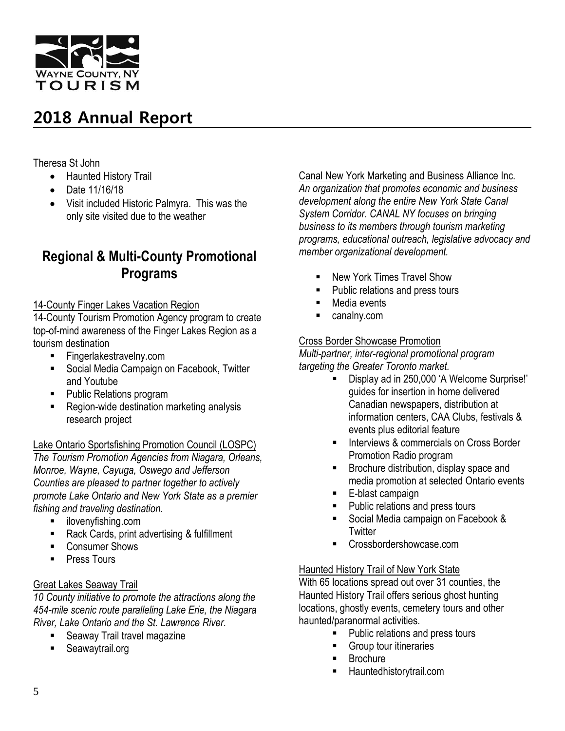# 2018 Annual Report

Theresa St John

- Haunted History Trail
- Date 11/16/18
- Visit included Historic Palmyra. This was the only site visited due to the weather

## Regional & Multi-County Promotional Programs

<u>14-County Finger Lakes Vacation Region</u>

14-County Tourism Promotion Agency program to create top-of-mind awareness of the Finger Lakes Region as a tourism destination

- Fingerlakestravelny.com
- Social Media Campaign on Facebook, Twitter and Youtube
- Public Relations program
- Region-wide destination marketing analysis research project

<u>Lake Ontario Sportsfishing Promotion Council (LOSPC)</u>

*The Tourism Promotion Agencies from Niagara, Orleans, Monroe, Wayne, Cayuga, Oswego and Jefferson Counties are pleased to partner together to actively promote Lake Ontario and New York State as a premier fishing and traveling destination.*

- ilovenyfishing.com
- Rack Cards, print advertising & fulfillment
- Consumer Shows
- Press Tours

<u>Great Lakes Seaway Trail</u>

*10 County initiative to promote the attractions along the 454-mile scenic route paralleling Lake Erie, the Niagara River, Lake Ontario and the St. Lawrence River.*

- Seaway Trail travel magazine
- Seawaytrail.org

<u>Canal New York Marketing and Business Alliance Inc.</u>

*An organization that promotes economic and business development along the entire New York State Canal System Corridor. CANAL NY focuses on bringing business to its members through tourism marketing programs, educational outreach, legislative advocacy and member organizational development.*

- New York Times Travel Show
- Public relations and press tours
- Media events
- canalny.com

<u>Cross Border Showcase Promotion</u>

*Multi-partner, inter-regional promotional program targeting the Greater Toronto market.*

- Display ad in 250,000 'A Welcome Surprise!' guides for insertion in home delivered Canadian newspapers, distribution at information centers, CAA Clubs, festivals & events plus editorial feature
- Interviews & commercials on Cross Border Promotion Radio program
- Brochure distribution, display space and media promotion at selected Ontario events
- E-blast campaign
- Public relations and press tours
- Social Media campaign on Facebook & Twitter
- Crossbordershowcase.com

<u>Haunted History Trail of New York State</u>

With 65 locations spread out over 31 counties, the Haunted History Trail offers serious ghost hunting locations, ghostly events, cemetery tours and other haunted/paranormal activities.

- Public relations and press tours
- Group tour itineraries
- Brochure
- Hauntedhistorytrail.com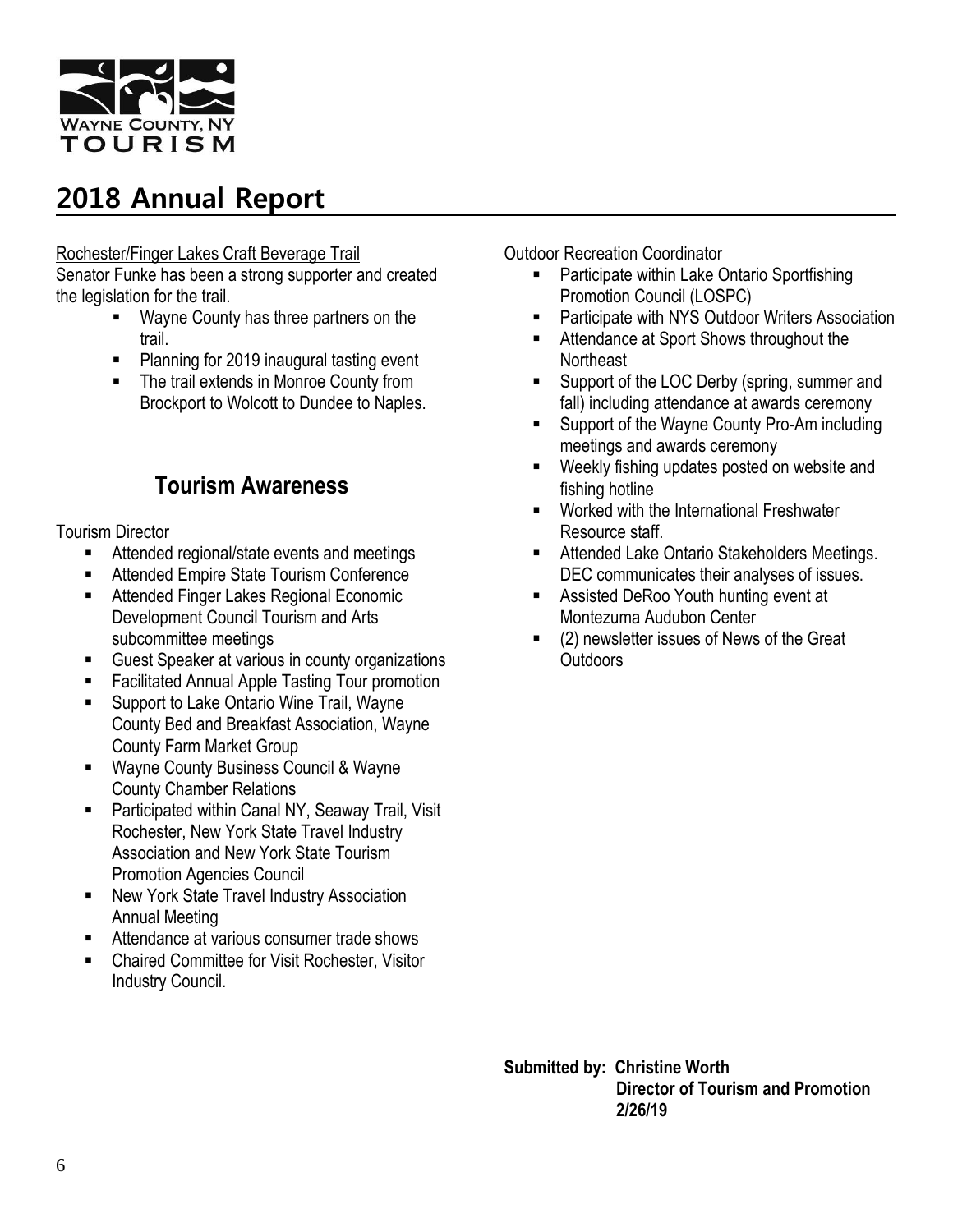WAYNE COUNTY, NY
TOURISM

# 2018 Annual Report

Rochester/Finger Lakes Craft Beverage Trail

Senator Funke has been a strong supporter and created the legislation for the trail.

- Wayne County has three partners on the trail.
- Planning for 2019 inaugural tasting event
- The trail extends in Monroe County from Brockport to Wolcott to Dundee to Naples.

## Tourism Awareness

Tourism Director

- Attended regional/state events and meetings
- Attended Empire State Tourism Conference
- Attended Finger Lakes Regional Economic Development Council Tourism and Arts subcommittee meetings
- Guest Speaker at various in county organizations
- Facilitated Annual Apple Tasting Tour promotion
- Support to Lake Ontario Wine Trail, Wayne County Bed and Breakfast Association, Wayne County Farm Market Group
- Wayne County Business Council & Wayne County Chamber Relations
- Participated within Canal NY, Seaway Trail, Visit Rochester, New York State Travel Industry Association and New York State Tourism Promotion Agencies Council
- New York State Travel Industry Association Annual Meeting
- Attendance at various consumer trade shows
- Chaired Committee for Visit Rochester, Visitor Industry Council.

Outdoor Recreation Coordinator

- Participate within Lake Ontario Sportfishing Promotion Council (LOSPC)
- Participate with NYS Outdoor Writers Association
- Attendance at Sport Shows throughout the Northeast
- Support of the LOC Derby (spring, summer and fall) including attendance at awards ceremony
- Support of the Wayne County Pro-Am including meetings and awards ceremony
- Weekly fishing updates posted on website and fishing hotline
- Worked with the International Freshwater Resource staff.
- Attended Lake Ontario Stakeholders Meetings. DEC communicates their analyses of issues.
- Assisted DeRoo Youth hunting event at Montezuma Audubon Center
- (2) newsletter issues of News of the Great Outdoors

**Submitted by: Christine Worth**
**Director of Tourism and Promotion**
**2/26/19**